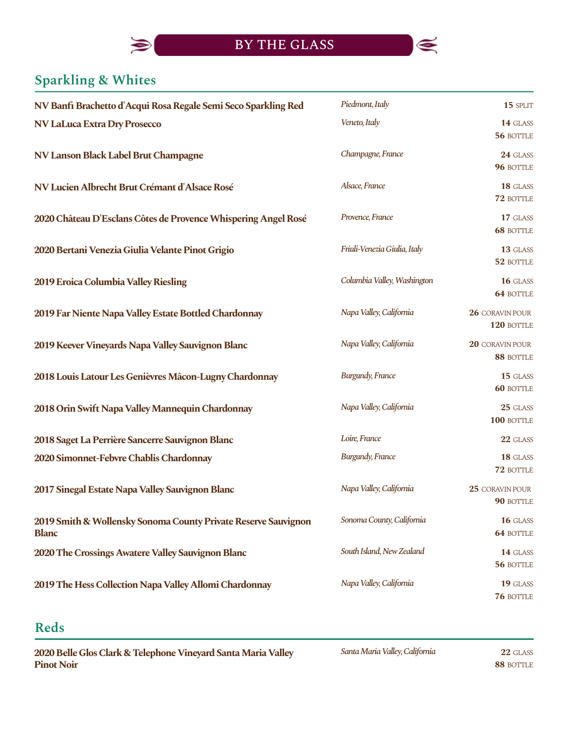# BY THE GLASS

## Sparkling & Whites

| Wine | Region | Price |
|---|---|---|
| **NV Banfi Brachetto d'Acqui Rosa Regale Semi Seco Sparkling Red** | *Piedmont, Italy* | **15** SPLIT |
| **NV LaLuca Extra Dry Prosecco** | *Veneto, Italy* | **14** GLASS<br>**56** BOTTLE |
| **NV Lanson Black Label Brut Champagne** | *Champagne, France* | **24** GLASS<br>**96** BOTTLE |
| **NV Lucien Albrecht Brut Crémant d'Alsace Rosé** | *Alsace, France* | **18** GLASS<br>**72** BOTTLE |
| **2020 Château D'Esclans Côtes de Provence Whispering Angel Rosé** | *Provence, France* | **17** GLASS<br>**68** BOTTLE |
| **2020 Bertani Venezia Giulia Velante Pinot Grigio** | *Friuli-Venezia Giulia, Italy* | **13** GLASS<br>**52** BOTTLE |
| **2019 Eroica Columbia Valley Riesling** | *Columbia Valley, Washington* | **16** GLASS<br>**64** BOTTLE |
| **2019 Far Niente Napa Valley Estate Bottled Chardonnay** | *Napa Valley, California* | **26** CORAVIN POUR<br>**120** BOTTLE |
| **2019 Keever Vineyards Napa Valley Sauvignon Blanc** | *Napa Valley, California* | **20** CORAVIN POUR<br>**88** BOTTLE |
| **2018 Louis Latour Les Genièvres Mâcon-Lugny Chardonnay** | *Burgundy, France* | **15** GLASS<br>**60** BOTTLE |
| **2018 Orin Swift Napa Valley Mannequin Chardonnay** | *Napa Valley, California* | **25** GLASS<br>**100** BOTTLE |
| **2018 Saget La Perrière Sancerre Sauvignon Blanc** | *Loire, France* | **22** GLASS |
| **2020 Simonnet-Febvre Chablis Chardonnay** | *Burgundy, France* | **18** GLASS<br>**72** BOTTLE |
| **2017 Sinegal Estate Napa Valley Sauvignon Blanc** | *Napa Valley, California* | **25** CORAVIN POUR<br>**90** BOTTLE |
| **2019 Smith & Wollensky Sonoma County Private Reserve Sauvignon Blanc** | *Sonoma County, California* | **16** GLASS<br>**64** BOTTLE |
| **2020 The Crossings Awatere Valley Sauvignon Blanc** | *South Island, New Zealand* | **14** GLASS<br>**56** BOTTLE |
| **2019 The Hess Collection Napa Valley Allomi Chardonnay** | *Napa Valley, California* | **19** GLASS<br>**76** BOTTLE |

## Reds

| Wine | Region | Price |
|---|---|---|
| **2020 Belle Glos Clark & Telephone Vineyard Santa Maria Valley Pinot Noir** | *Santa Maria Valley, California* | **22** GLASS<br>**88** BOTTLE |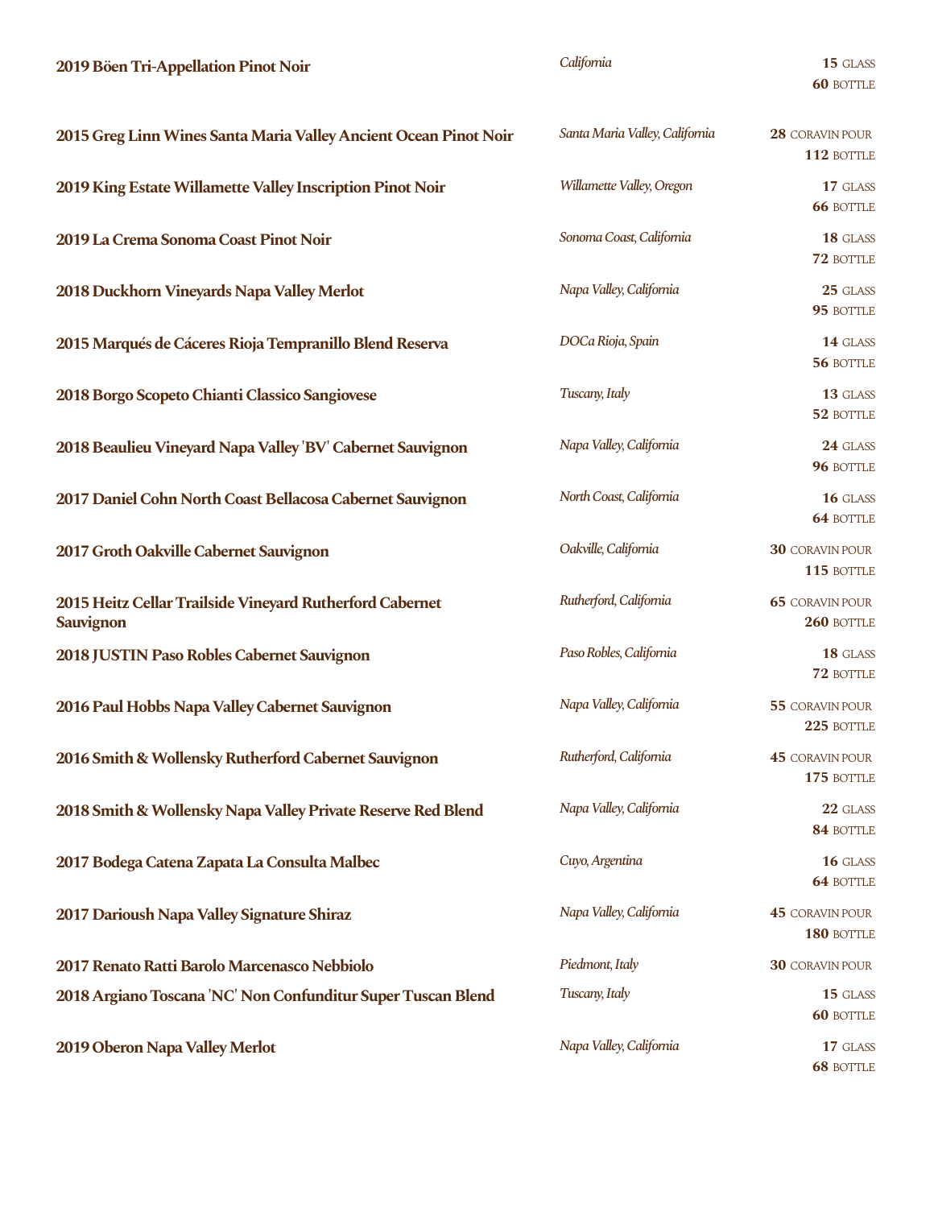**2019 Böen Tri-Appellation Pinot Noir** — *California* — **15** GLASS / **60** BOTTLE

**2015 Greg Linn Wines Santa Maria Valley Ancient Ocean Pinot Noir** — *Santa Maria Valley, California* — **28** CORAVIN POUR / **112** BOTTLE

**2019 King Estate Willamette Valley Inscription Pinot Noir** — *Willamette Valley, Oregon* — **17** GLASS / **66** BOTTLE

**2019 La Crema Sonoma Coast Pinot Noir** — *Sonoma Coast, California* — **18** GLASS / **72** BOTTLE

**2018 Duckhorn Vineyards Napa Valley Merlot** — *Napa Valley, California* — **25** GLASS / **95** BOTTLE

**2015 Marqués de Cáceres Rioja Tempranillo Blend Reserva** — *DOCa Rioja, Spain* — **14** GLASS / **56** BOTTLE

**2018 Borgo Scopeto Chianti Classico Sangiovese** — *Tuscany, Italy* — **13** GLASS / **52** BOTTLE

**2018 Beaulieu Vineyard Napa Valley 'BV' Cabernet Sauvignon** — *Napa Valley, California* — **24** GLASS / **96** BOTTLE

**2017 Daniel Cohn North Coast Bellacosa Cabernet Sauvignon** — *North Coast, California* — **16** GLASS / **64** BOTTLE

**2017 Groth Oakville Cabernet Sauvignon** — *Oakville, California* — **30** CORAVIN POUR / **115** BOTTLE

**2015 Heitz Cellar Trailside Vineyard Rutherford Cabernet Sauvignon** — *Rutherford, California* — **65** CORAVIN POUR / **260** BOTTLE

**2018 JUSTIN Paso Robles Cabernet Sauvignon** — *Paso Robles, California* — **18** GLASS / **72** BOTTLE

**2016 Paul Hobbs Napa Valley Cabernet Sauvignon** — *Napa Valley, California* — **55** CORAVIN POUR / **225** BOTTLE

**2016 Smith & Wollensky Rutherford Cabernet Sauvignon** — *Rutherford, California* — **45** CORAVIN POUR / **175** BOTTLE

**2018 Smith & Wollensky Napa Valley Private Reserve Red Blend** — *Napa Valley, California* — **22** GLASS / **84** BOTTLE

**2017 Bodega Catena Zapata La Consulta Malbec** — *Cuyo, Argentina* — **16** GLASS / **64** BOTTLE

**2017 Darioush Napa Valley Signature Shiraz** — *Napa Valley, California* — **45** CORAVIN POUR / **180** BOTTLE

**2017 Renato Ratti Barolo Marcenasco Nebbiolo** — *Piedmont, Italy* — **30** CORAVIN POUR

**2018 Argiano Toscana 'NC' Non Confunditur Super Tuscan Blend** — *Tuscany, Italy* — **15** GLASS / **60** BOTTLE

**2019 Oberon Napa Valley Merlot** — *Napa Valley, California* — **17** GLASS / **68** BOTTLE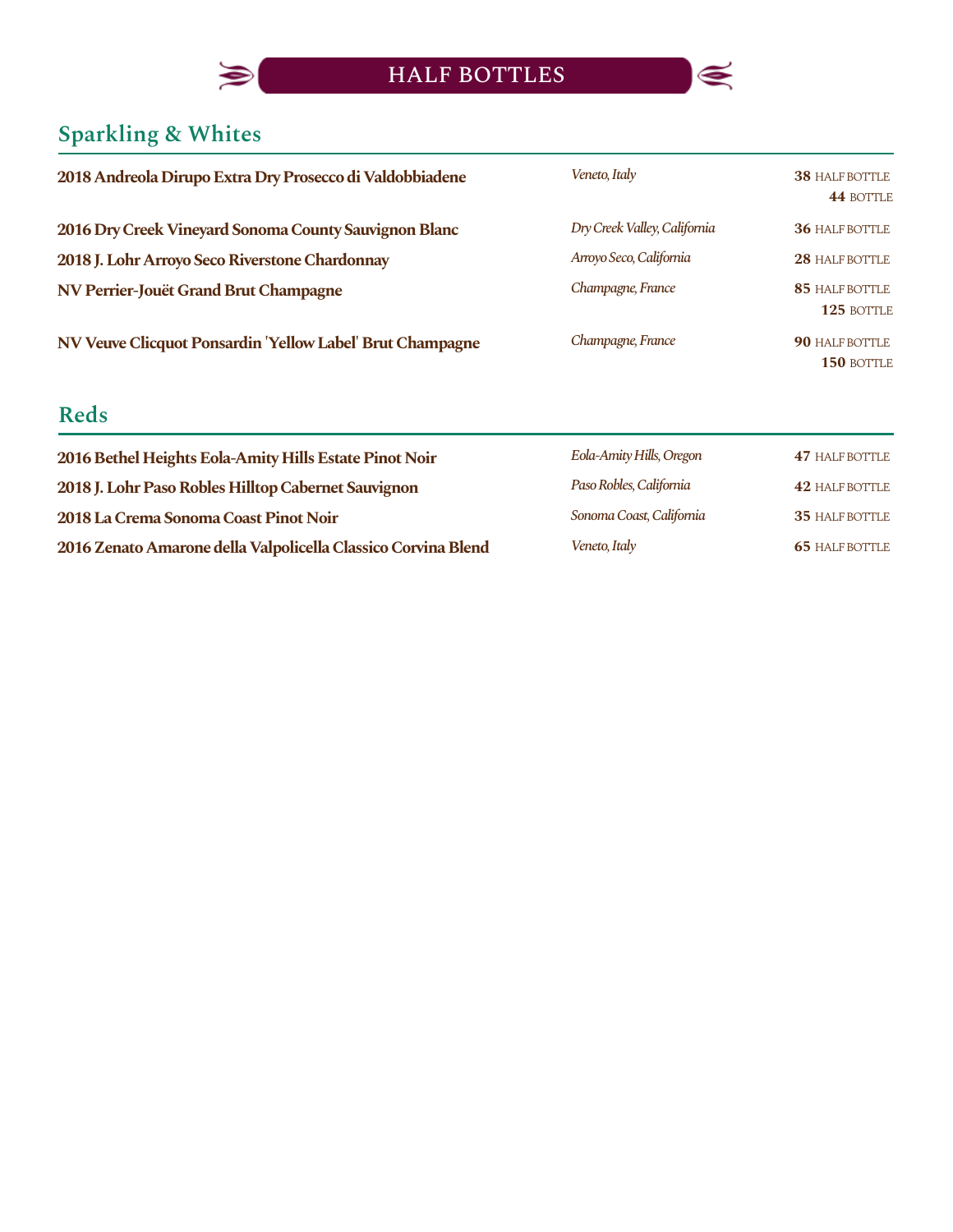# HALF BOTTLES

## Sparkling & Whites

| Wine | Region | Price |
|---|---|---|
| **2018 Andreola Dirupo Extra Dry Prosecco di Valdobbiadene** | *Veneto, Italy* | **38** HALF BOTTLE<br>**44** BOTTLE |
| **2016 Dry Creek Vineyard Sonoma County Sauvignon Blanc** | *Dry Creek Valley, California* | **36** HALF BOTTLE |
| **2018 J. Lohr Arroyo Seco Riverstone Chardonnay** | *Arroyo Seco, California* | **28** HALF BOTTLE |
| **NV Perrier-Jouët Grand Brut Champagne** | *Champagne, France* | **85** HALF BOTTLE<br>**125** BOTTLE |
| **NV Veuve Clicquot Ponsardin 'Yellow Label' Brut Champagne** | *Champagne, France* | **90** HALF BOTTLE<br>**150** BOTTLE |

## Reds

| Wine | Region | Price |
|---|---|---|
| **2016 Bethel Heights Eola-Amity Hills Estate Pinot Noir** | *Eola-Amity Hills, Oregon* | **47** HALF BOTTLE |
| **2018 J. Lohr Paso Robles Hilltop Cabernet Sauvignon** | *Paso Robles, California* | **42** HALF BOTTLE |
| **2018 La Crema Sonoma Coast Pinot Noir** | *Sonoma Coast, California* | **35** HALF BOTTLE |
| **2016 Zenato Amarone della Valpolicella Classico Corvina Blend** | *Veneto, Italy* | **65** HALF BOTTLE |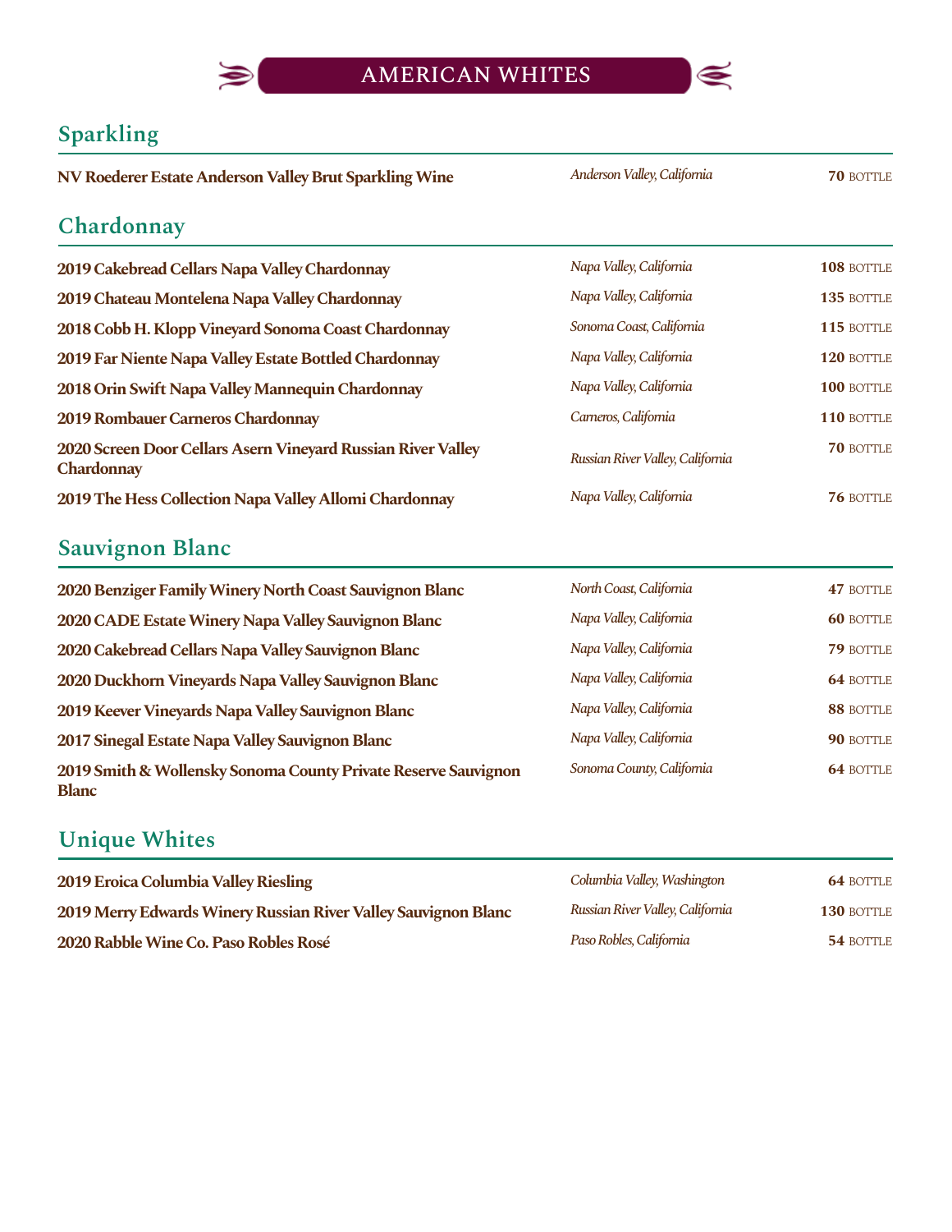# AMERICAN WHITES

## Sparkling

| | | |
|---|---|---|
| **NV Roederer Estate Anderson Valley Brut Sparkling Wine** | *Anderson Valley, California* | **70** BOTTLE |

## Chardonnay

| | | |
|---|---|---|
| **2019 Cakebread Cellars Napa Valley Chardonnay** | *Napa Valley, California* | **108** BOTTLE |
| **2019 Chateau Montelena Napa Valley Chardonnay** | *Napa Valley, California* | **135** BOTTLE |
| **2018 Cobb H. Klopp Vineyard Sonoma Coast Chardonnay** | *Sonoma Coast, California* | **115** BOTTLE |
| **2019 Far Niente Napa Valley Estate Bottled Chardonnay** | *Napa Valley, California* | **120** BOTTLE |
| **2018 Orin Swift Napa Valley Mannequin Chardonnay** | *Napa Valley, California* | **100** BOTTLE |
| **2019 Rombauer Carneros Chardonnay** | *Carneros, California* | **110** BOTTLE |
| **2020 Screen Door Cellars Asern Vineyard Russian River Valley Chardonnay** | *Russian River Valley, California* | **70** BOTTLE |
| **2019 The Hess Collection Napa Valley Allomi Chardonnay** | *Napa Valley, California* | **76** BOTTLE |

## Sauvignon Blanc

| | | |
|---|---|---|
| **2020 Benziger Family Winery North Coast Sauvignon Blanc** | *North Coast, California* | **47** BOTTLE |
| **2020 CADE Estate Winery Napa Valley Sauvignon Blanc** | *Napa Valley, California* | **60** BOTTLE |
| **2020 Cakebread Cellars Napa Valley Sauvignon Blanc** | *Napa Valley, California* | **79** BOTTLE |
| **2020 Duckhorn Vineyards Napa Valley Sauvignon Blanc** | *Napa Valley, California* | **64** BOTTLE |
| **2019 Keever Vineyards Napa Valley Sauvignon Blanc** | *Napa Valley, California* | **88** BOTTLE |
| **2017 Sinegal Estate Napa Valley Sauvignon Blanc** | *Napa Valley, California* | **90** BOTTLE |
| **2019 Smith & Wollensky Sonoma County Private Reserve Sauvignon Blanc** | *Sonoma County, California* | **64** BOTTLE |

## Unique Whites

| | | |
|---|---|---|
| **2019 Eroica Columbia Valley Riesling** | *Columbia Valley, Washington* | **64** BOTTLE |
| **2019 Merry Edwards Winery Russian River Valley Sauvignon Blanc** | *Russian River Valley, California* | **130** BOTTLE |
| **2020 Rabble Wine Co. Paso Robles Rosé** | *Paso Robles, California* | **54** BOTTLE |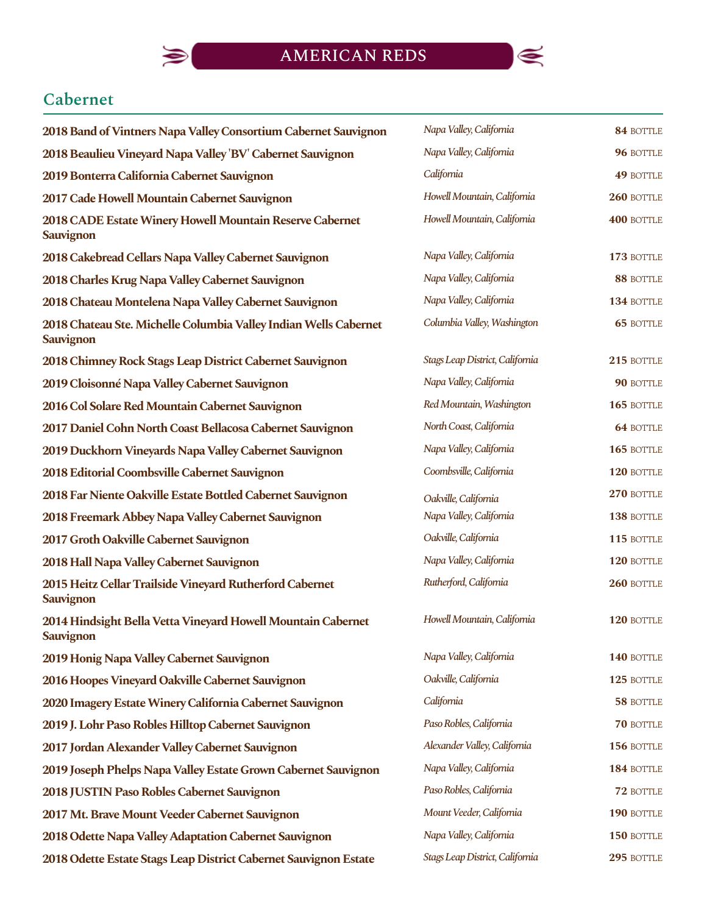# AMERICAN REDS

## Cabernet

| Wine | Region | Price |
|---|---|---|
| **2018 Band of Vintners Napa Valley Consortium Cabernet Sauvignon** | *Napa Valley, California* | **84** BOTTLE |
| **2018 Beaulieu Vineyard Napa Valley 'BV' Cabernet Sauvignon** | *Napa Valley, California* | **96** BOTTLE |
| **2019 Bonterra California Cabernet Sauvignon** | *California* | **49** BOTTLE |
| **2017 Cade Howell Mountain Cabernet Sauvignon** | *Howell Mountain, California* | **260** BOTTLE |
| **2018 CADE Estate Winery Howell Mountain Reserve Cabernet Sauvignon** | *Howell Mountain, California* | **400** BOTTLE |
| **2018 Cakebread Cellars Napa Valley Cabernet Sauvignon** | *Napa Valley, California* | **173** BOTTLE |
| **2018 Charles Krug Napa Valley Cabernet Sauvignon** | *Napa Valley, California* | **88** BOTTLE |
| **2018 Chateau Montelena Napa Valley Cabernet Sauvignon** | *Napa Valley, California* | **134** BOTTLE |
| **2018 Chateau Ste. Michelle Columbia Valley Indian Wells Cabernet Sauvignon** | *Columbia Valley, Washington* | **65** BOTTLE |
| **2018 Chimney Rock Stags Leap District Cabernet Sauvignon** | *Stags Leap District, California* | **215** BOTTLE |
| **2019 Cloisonné Napa Valley Cabernet Sauvignon** | *Napa Valley, California* | **90** BOTTLE |
| **2016 Col Solare Red Mountain Cabernet Sauvignon** | *Red Mountain, Washington* | **165** BOTTLE |
| **2017 Daniel Cohn North Coast Bellacosa Cabernet Sauvignon** | *North Coast, California* | **64** BOTTLE |
| **2019 Duckhorn Vineyards Napa Valley Cabernet Sauvignon** | *Napa Valley, California* | **165** BOTTLE |
| **2018 Editorial Coombsville Cabernet Sauvignon** | *Coombsville, California* | **120** BOTTLE |
| **2018 Far Niente Oakville Estate Bottled Cabernet Sauvignon** | *Oakville, California* | **270** BOTTLE |
| **2018 Freemark Abbey Napa Valley Cabernet Sauvignon** | *Napa Valley, California* | **138** BOTTLE |
| **2017 Groth Oakville Cabernet Sauvignon** | *Oakville, California* | **115** BOTTLE |
| **2018 Hall Napa Valley Cabernet Sauvignon** | *Napa Valley, California* | **120** BOTTLE |
| **2015 Heitz Cellar Trailside Vineyard Rutherford Cabernet Sauvignon** | *Rutherford, California* | **260** BOTTLE |
| **2014 Hindsight Bella Vetta Vineyard Howell Mountain Cabernet Sauvignon** | *Howell Mountain, California* | **120** BOTTLE |
| **2019 Honig Napa Valley Cabernet Sauvignon** | *Napa Valley, California* | **140** BOTTLE |
| **2016 Hoopes Vineyard Oakville Cabernet Sauvignon** | *Oakville, California* | **125** BOTTLE |
| **2020 Imagery Estate Winery California Cabernet Sauvignon** | *California* | **58** BOTTLE |
| **2019 J. Lohr Paso Robles Hilltop Cabernet Sauvignon** | *Paso Robles, California* | **70** BOTTLE |
| **2017 Jordan Alexander Valley Cabernet Sauvignon** | *Alexander Valley, California* | **156** BOTTLE |
| **2019 Joseph Phelps Napa Valley Estate Grown Cabernet Sauvignon** | *Napa Valley, California* | **184** BOTTLE |
| **2018 JUSTIN Paso Robles Cabernet Sauvignon** | *Paso Robles, California* | **72** BOTTLE |
| **2017 Mt. Brave Mount Veeder Cabernet Sauvignon** | *Mount Veeder, California* | **190** BOTTLE |
| **2018 Odette Napa Valley Adaptation Cabernet Sauvignon** | *Napa Valley, California* | **150** BOTTLE |
| **2018 Odette Estate Stags Leap District Cabernet Sauvignon Estate** | *Stags Leap District, California* | **295** BOTTLE |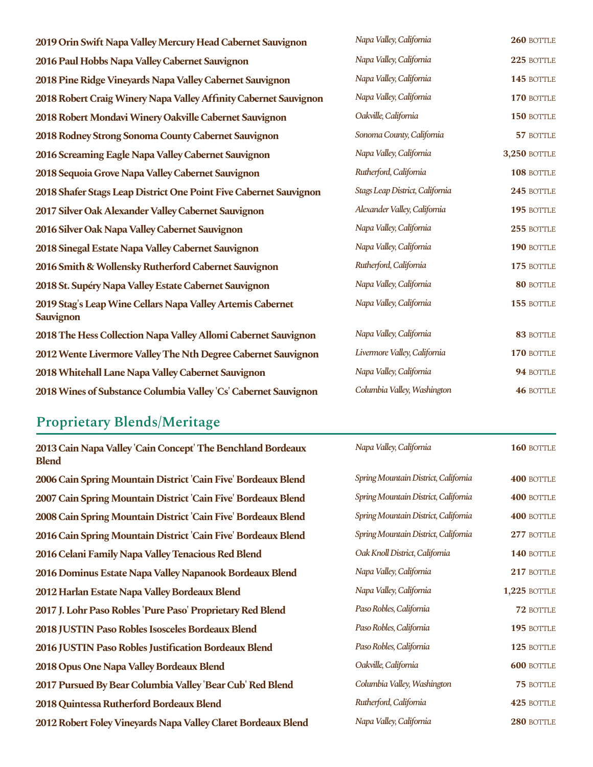| | | |
|---|---|---|
| **2019 Orin Swift Napa Valley Mercury Head Cabernet Sauvignon** | *Napa Valley, California* | **260** BOTTLE |
| **2016 Paul Hobbs Napa Valley Cabernet Sauvignon** | *Napa Valley, California* | **225** BOTTLE |
| **2018 Pine Ridge Vineyards Napa Valley Cabernet Sauvignon** | *Napa Valley, California* | **145** BOTTLE |
| **2018 Robert Craig Winery Napa Valley Affinity Cabernet Sauvignon** | *Napa Valley, California* | **170** BOTTLE |
| **2018 Robert Mondavi Winery Oakville Cabernet Sauvignon** | *Oakville, California* | **150** BOTTLE |
| **2018 Rodney Strong Sonoma County Cabernet Sauvignon** | *Sonoma County, California* | **57** BOTTLE |
| **2016 Screaming Eagle Napa Valley Cabernet Sauvignon** | *Napa Valley, California* | **3,250** BOTTLE |
| **2018 Sequoia Grove Napa Valley Cabernet Sauvignon** | *Rutherford, California* | **108** BOTTLE |
| **2018 Shafer Stags Leap District One Point Five Cabernet Sauvignon** | *Stags Leap District, California* | **245** BOTTLE |
| **2017 Silver Oak Alexander Valley Cabernet Sauvignon** | *Alexander Valley, California* | **195** BOTTLE |
| **2016 Silver Oak Napa Valley Cabernet Sauvignon** | *Napa Valley, California* | **255** BOTTLE |
| **2018 Sinegal Estate Napa Valley Cabernet Sauvignon** | *Napa Valley, California* | **190** BOTTLE |
| **2016 Smith & Wollensky Rutherford Cabernet Sauvignon** | *Rutherford, California* | **175** BOTTLE |
| **2018 St. Supéry Napa Valley Estate Cabernet Sauvignon** | *Napa Valley, California* | **80** BOTTLE |
| **2019 Stag's Leap Wine Cellars Napa Valley Artemis Cabernet Sauvignon** | *Napa Valley, California* | **155** BOTTLE |
| **2018 The Hess Collection Napa Valley Allomi Cabernet Sauvignon** | *Napa Valley, California* | **83** BOTTLE |
| **2012 Wente Livermore Valley The Nth Degree Cabernet Sauvignon** | *Livermore Valley, California* | **170** BOTTLE |
| **2018 Whitehall Lane Napa Valley Cabernet Sauvignon** | *Napa Valley, California* | **94** BOTTLE |
| **2018 Wines of Substance Columbia Valley 'Cs' Cabernet Sauvignon** | *Columbia Valley, Washington* | **46** BOTTLE |

## Proprietary Blends/Meritage

| | | |
|---|---|---|
| **2013 Cain Napa Valley 'Cain Concept' The Benchland Bordeaux Blend** | *Napa Valley, California* | **160** BOTTLE |
| **2006 Cain Spring Mountain District 'Cain Five' Bordeaux Blend** | *Spring Mountain District, California* | **400** BOTTLE |
| **2007 Cain Spring Mountain District 'Cain Five' Bordeaux Blend** | *Spring Mountain District, California* | **400** BOTTLE |
| **2008 Cain Spring Mountain District 'Cain Five' Bordeaux Blend** | *Spring Mountain District, California* | **400** BOTTLE |
| **2016 Cain Spring Mountain District 'Cain Five' Bordeaux Blend** | *Spring Mountain District, California* | **277** BOTTLE |
| **2016 Celani Family Napa Valley Tenacious Red Blend** | *Oak Knoll District, California* | **140** BOTTLE |
| **2016 Dominus Estate Napa Valley Napanook Bordeaux Blend** | *Napa Valley, California* | **217** BOTTLE |
| **2012 Harlan Estate Napa Valley Bordeaux Blend** | *Napa Valley, California* | **1,225** BOTTLE |
| **2017 J. Lohr Paso Robles 'Pure Paso' Proprietary Red Blend** | *Paso Robles, California* | **72** BOTTLE |
| **2018 JUSTIN Paso Robles Isosceles Bordeaux Blend** | *Paso Robles, California* | **195** BOTTLE |
| **2016 JUSTIN Paso Robles Justification Bordeaux Blend** | *Paso Robles, California* | **125** BOTTLE |
| **2018 Opus One Napa Valley Bordeaux Blend** | *Oakville, California* | **600** BOTTLE |
| **2017 Pursued By Bear Columbia Valley 'Bear Cub' Red Blend** | *Columbia Valley, Washington* | **75** BOTTLE |
| **2018 Quintessa Rutherford Bordeaux Blend** | *Rutherford, California* | **425** BOTTLE |
| **2012 Robert Foley Vineyards Napa Valley Claret Bordeaux Blend** | *Napa Valley, California* | **280** BOTTLE |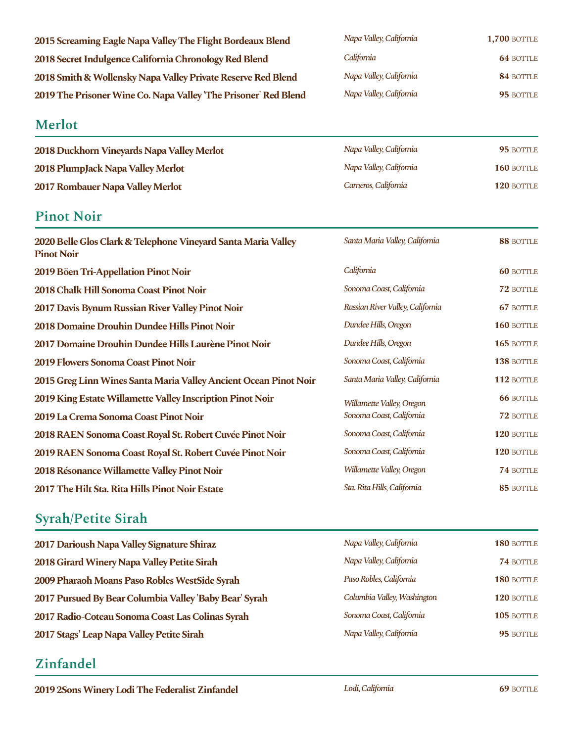| | | |
|---|---|---|
| **2015 Screaming Eagle Napa Valley The Flight Bordeaux Blend** | *Napa Valley, California* | **1,700** BOTTLE |
| **2018 Secret Indulgence California Chronology Red Blend** | *California* | **64** BOTTLE |
| **2018 Smith & Wollensky Napa Valley Private Reserve Red Blend** | *Napa Valley, California* | **84** BOTTLE |
| **2019 The Prisoner Wine Co. Napa Valley 'The Prisoner' Red Blend** | *Napa Valley, California* | **95** BOTTLE |

## Merlot

| | | |
|---|---|---|
| **2018 Duckhorn Vineyards Napa Valley Merlot** | *Napa Valley, California* | **95** BOTTLE |
| **2018 PlumpJack Napa Valley Merlot** | *Napa Valley, California* | **160** BOTTLE |
| **2017 Rombauer Napa Valley Merlot** | *Carneros, California* | **120** BOTTLE |

## Pinot Noir

| | | |
|---|---|---|
| **2020 Belle Glos Clark & Telephone Vineyard Santa Maria Valley Pinot Noir** | *Santa Maria Valley, California* | **88** BOTTLE |
| **2019 Böen Tri-Appellation Pinot Noir** | *California* | **60** BOTTLE |
| **2018 Chalk Hill Sonoma Coast Pinot Noir** | *Sonoma Coast, California* | **72** BOTTLE |
| **2017 Davis Bynum Russian River Valley Pinot Noir** | *Russian River Valley, California* | **67** BOTTLE |
| **2018 Domaine Drouhin Dundee Hills Pinot Noir** | *Dundee Hills, Oregon* | **160** BOTTLE |
| **2017 Domaine Drouhin Dundee Hills Laurène Pinot Noir** | *Dundee Hills, Oregon* | **165** BOTTLE |
| **2019 Flowers Sonoma Coast Pinot Noir** | *Sonoma Coast, California* | **138** BOTTLE |
| **2015 Greg Linn Wines Santa Maria Valley Ancient Ocean Pinot Noir** | *Santa Maria Valley, California* | **112** BOTTLE |
| **2019 King Estate Willamette Valley Inscription Pinot Noir** | *Willamette Valley, Oregon* | **66** BOTTLE |
| **2019 La Crema Sonoma Coast Pinot Noir** | *Sonoma Coast, California* | **72** BOTTLE |
| **2018 RAEN Sonoma Coast Royal St. Robert Cuvée Pinot Noir** | *Sonoma Coast, California* | **120** BOTTLE |
| **2019 RAEN Sonoma Coast Royal St. Robert Cuvée Pinot Noir** | *Sonoma Coast, California* | **120** BOTTLE |
| **2018 Résonance Willamette Valley Pinot Noir** | *Willamette Valley, Oregon* | **74** BOTTLE |
| **2017 The Hilt Sta. Rita Hills Pinot Noir Estate** | *Sta. Rita Hills, California* | **85** BOTTLE |

## Syrah/Petite Sirah

| | | |
|---|---|---|
| **2017 Darioush Napa Valley Signature Shiraz** | *Napa Valley, California* | **180** BOTTLE |
| **2018 Girard Winery Napa Valley Petite Sirah** | *Napa Valley, California* | **74** BOTTLE |
| **2009 Pharaoh Moans Paso Robles WestSide Syrah** | *Paso Robles, California* | **180** BOTTLE |
| **2017 Pursued By Bear Columbia Valley 'Baby Bear' Syrah** | *Columbia Valley, Washington* | **120** BOTTLE |
| **2017 Radio-Coteau Sonoma Coast Las Colinas Syrah** | *Sonoma Coast, California* | **105** BOTTLE |
| **2017 Stags' Leap Napa Valley Petite Sirah** | *Napa Valley, California* | **95** BOTTLE |

## Zinfandel

| | | |
|---|---|---|
| **2019 2Sons Winery Lodi The Federalist Zinfandel** | *Lodi, California* | **69** BOTTLE |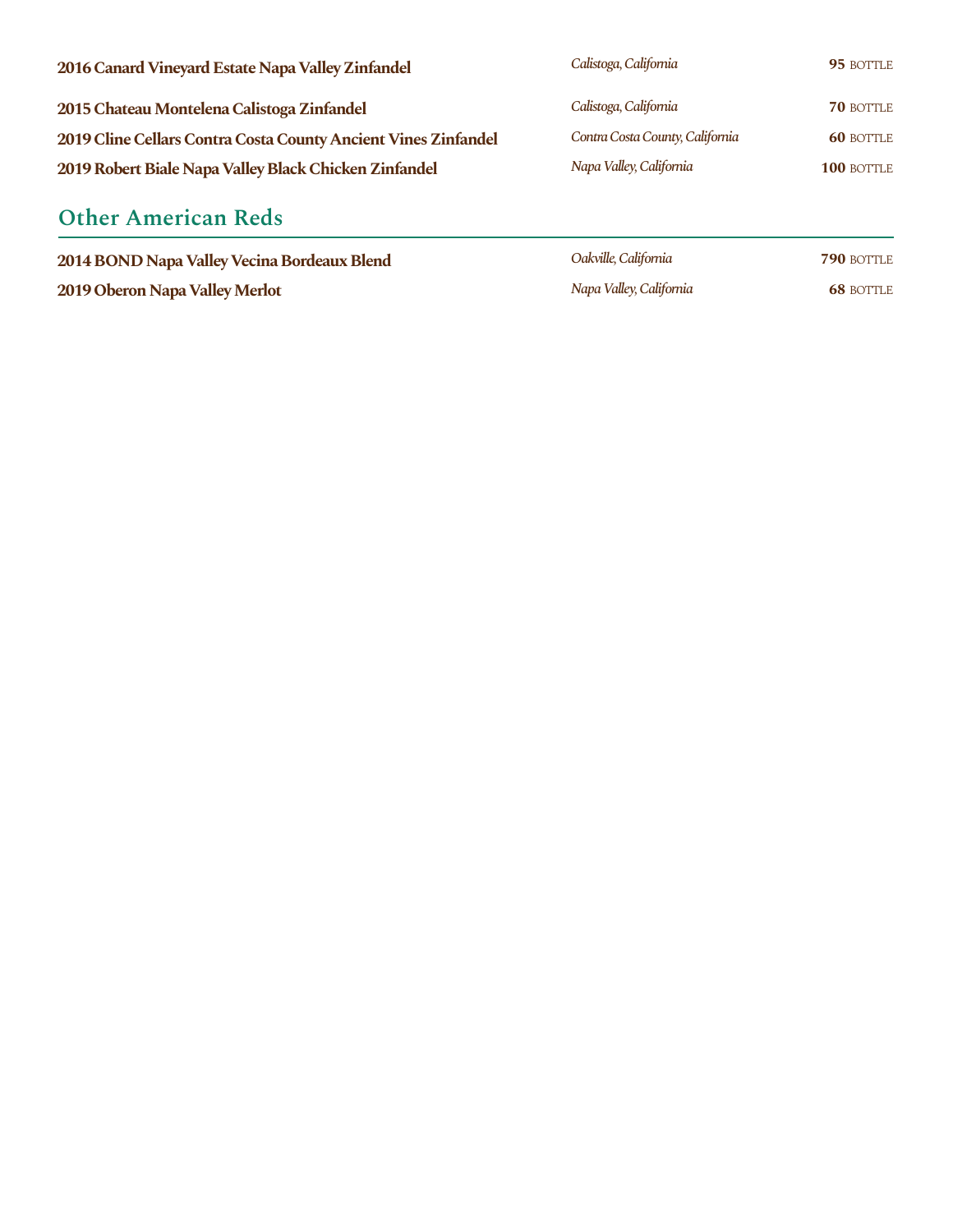**2016 Canard Vineyard Estate Napa Valley Zinfandel** *Calistoga, California* **95** BOTTLE

**2015 Chateau Montelena Calistoga Zinfandel** *Calistoga, California* **70** BOTTLE

**2019 Cline Cellars Contra Costa County Ancient Vines Zinfandel** *Contra Costa County, California* **60** BOTTLE

**2019 Robert Biale Napa Valley Black Chicken Zinfandel** *Napa Valley, California* **100** BOTTLE

## Other American Reds

**2014 BOND Napa Valley Vecina Bordeaux Blend** *Oakville, California* **790** BOTTLE

**2019 Oberon Napa Valley Merlot** *Napa Valley, California* **68** BOTTLE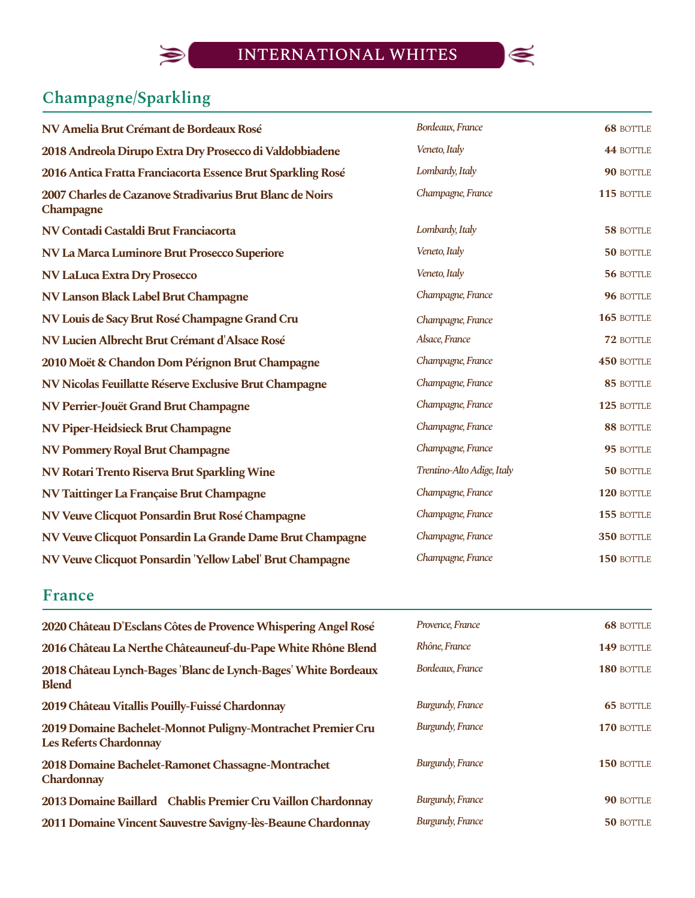# INTERNATIONAL WHITES

## Champagne/Sparkling

| Wine | Region | Price |
|---|---|---|
| **NV Amelia Brut Crémant de Bordeaux Rosé** | *Bordeaux, France* | **68** BOTTLE |
| **2018 Andreola Dirupo Extra Dry Prosecco di Valdobbiadene** | *Veneto, Italy* | **44** BOTTLE |
| **2016 Antica Fratta Franciacorta Essence Brut Sparkling Rosé** | *Lombardy, Italy* | **90** BOTTLE |
| **2007 Charles de Cazanove Stradivarius Brut Blanc de Noirs Champagne** | *Champagne, France* | **115** BOTTLE |
| **NV Contadi Castaldi Brut Franciacorta** | *Lombardy, Italy* | **58** BOTTLE |
| **NV La Marca Luminore Brut Prosecco Superiore** | *Veneto, Italy* | **50** BOTTLE |
| **NV LaLuca Extra Dry Prosecco** | *Veneto, Italy* | **56** BOTTLE |
| **NV Lanson Black Label Brut Champagne** | *Champagne, France* | **96** BOTTLE |
| **NV Louis de Sacy Brut Rosé Champagne Grand Cru** | *Champagne, France* | **165** BOTTLE |
| **NV Lucien Albrecht Brut Crémant d'Alsace Rosé** | *Alsace, France* | **72** BOTTLE |
| **2010 Moët & Chandon Dom Pérignon Brut Champagne** | *Champagne, France* | **450** BOTTLE |
| **NV Nicolas Feuillatte Réserve Exclusive Brut Champagne** | *Champagne, France* | **85** BOTTLE |
| **NV Perrier-Jouët Grand Brut Champagne** | *Champagne, France* | **125** BOTTLE |
| **NV Piper-Heidsieck Brut Champagne** | *Champagne, France* | **88** BOTTLE |
| **NV Pommery Royal Brut Champagne** | *Champagne, France* | **95** BOTTLE |
| **NV Rotari Trento Riserva Brut Sparkling Wine** | *Trentino-Alto Adige, Italy* | **50** BOTTLE |
| **NV Taittinger La Française Brut Champagne** | *Champagne, France* | **120** BOTTLE |
| **NV Veuve Clicquot Ponsardin Brut Rosé Champagne** | *Champagne, France* | **155** BOTTLE |
| **NV Veuve Clicquot Ponsardin La Grande Dame Brut Champagne** | *Champagne, France* | **350** BOTTLE |
| **NV Veuve Clicquot Ponsardin 'Yellow Label' Brut Champagne** | *Champagne, France* | **150** BOTTLE |

## France

| Wine | Region | Price |
|---|---|---|
| **2020 Château D'Esclans Côtes de Provence Whispering Angel Rosé** | *Provence, France* | **68** BOTTLE |
| **2016 Château La Nerthe Châteauneuf-du-Pape White Rhône Blend** | *Rhône, France* | **149** BOTTLE |
| **2018 Château Lynch-Bages 'Blanc de Lynch-Bages' White Bordeaux Blend** | *Bordeaux, France* | **180** BOTTLE |
| **2019 Château Vitallis Pouilly-Fuissé Chardonnay** | *Burgundy, France* | **65** BOTTLE |
| **2019 Domaine Bachelet-Monnot Puligny-Montrachet Premier Cru Les Referts Chardonnay** | *Burgundy, France* | **170** BOTTLE |
| **2018 Domaine Bachelet-Ramonet Chassagne-Montrachet Chardonnay** | *Burgundy, France* | **150** BOTTLE |
| **2013 Domaine Baillard Chablis Premier Cru Vaillon Chardonnay** | *Burgundy, France* | **90** BOTTLE |
| **2011 Domaine Vincent Sauvestre Savigny-lès-Beaune Chardonnay** | *Burgundy, France* | **50** BOTTLE |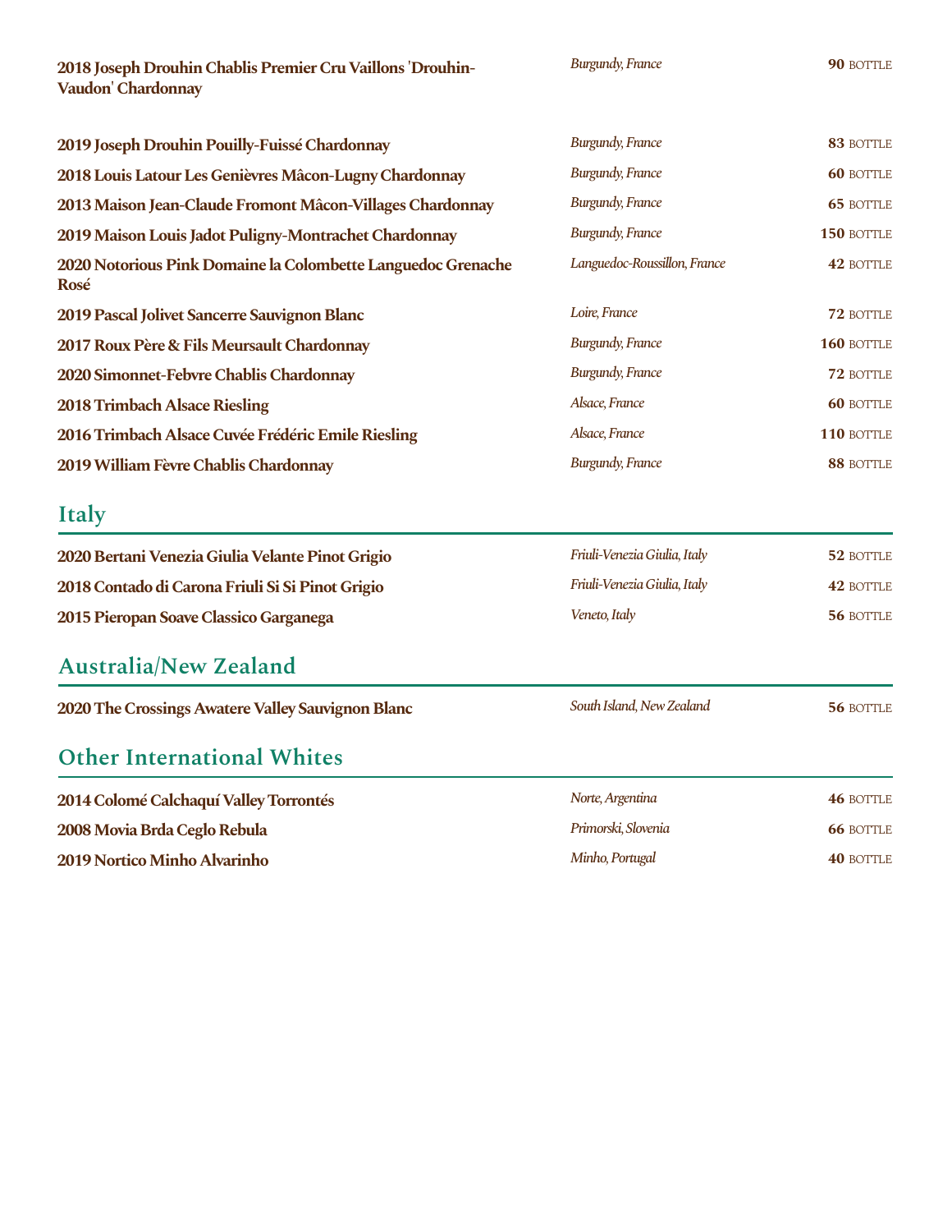| | | |
|---|---|---|
| **2018 Joseph Drouhin Chablis Premier Cru Vaillons 'Drouhin-Vaudon' Chardonnay** | *Burgundy, France* | **90** BOTTLE |
| **2019 Joseph Drouhin Pouilly-Fuissé Chardonnay** | *Burgundy, France* | **83** BOTTLE |
| **2018 Louis Latour Les Genièvres Mâcon-Lugny Chardonnay** | *Burgundy, France* | **60** BOTTLE |
| **2013 Maison Jean-Claude Fromont Mâcon-Villages Chardonnay** | *Burgundy, France* | **65** BOTTLE |
| **2019 Maison Louis Jadot Puligny-Montrachet Chardonnay** | *Burgundy, France* | **150** BOTTLE |
| **2020 Notorious Pink Domaine la Colombette Languedoc Grenache Rosé** | *Languedoc-Roussillon, France* | **42** BOTTLE |
| **2019 Pascal Jolivet Sancerre Sauvignon Blanc** | *Loire, France* | **72** BOTTLE |
| **2017 Roux Père & Fils Meursault Chardonnay** | *Burgundy, France* | **160** BOTTLE |
| **2020 Simonnet-Febvre Chablis Chardonnay** | *Burgundy, France* | **72** BOTTLE |
| **2018 Trimbach Alsace Riesling** | *Alsace, France* | **60** BOTTLE |
| **2016 Trimbach Alsace Cuvée Frédéric Emile Riesling** | *Alsace, France* | **110** BOTTLE |
| **2019 William Fèvre Chablis Chardonnay** | *Burgundy, France* | **88** BOTTLE |

## Italy

| | | |
|---|---|---|
| **2020 Bertani Venezia Giulia Velante Pinot Grigio** | *Friuli-Venezia Giulia, Italy* | **52** BOTTLE |
| **2018 Contado di Carona Friuli Si Si Pinot Grigio** | *Friuli-Venezia Giulia, Italy* | **42** BOTTLE |
| **2015 Pieropan Soave Classico Garganega** | *Veneto, Italy* | **56** BOTTLE |

## Australia/New Zealand

| | | |
|---|---|---|
| **2020 The Crossings Awatere Valley Sauvignon Blanc** | *South Island, New Zealand* | **56** BOTTLE |

## Other International Whites

| | | |
|---|---|---|
| **2014 Colomé Calchaquí Valley Torrontés** | *Norte, Argentina* | **46** BOTTLE |
| **2008 Movia Brda Ceglo Rebula** | *Primorski, Slovenia* | **66** BOTTLE |
| **2019 Nortico Minho Alvarinho** | *Minho, Portugal* | **40** BOTTLE |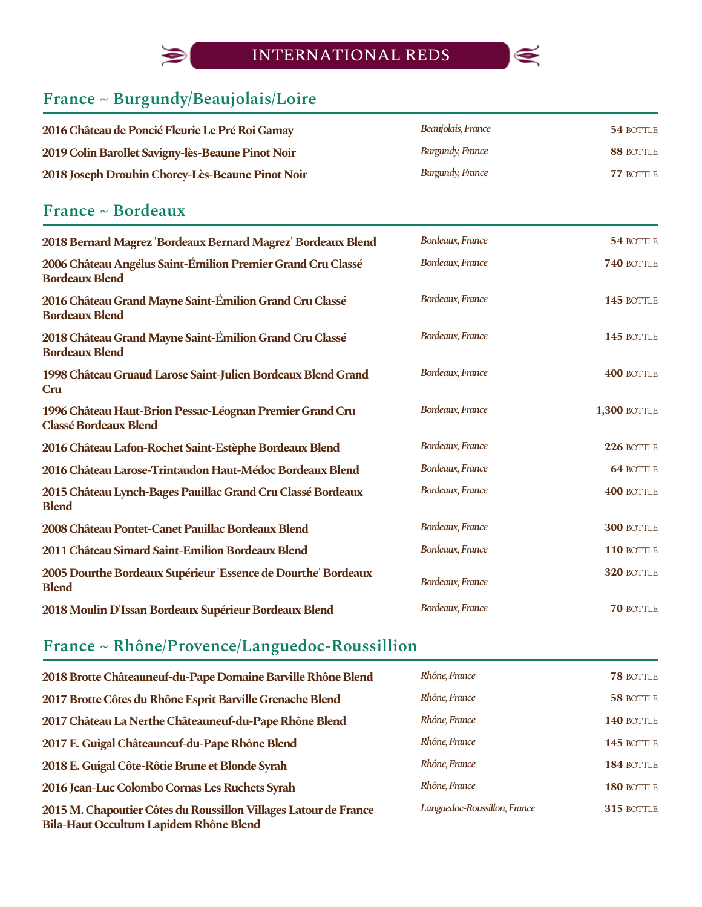# INTERNATIONAL REDS

## France ~ Burgundy/Beaujolais/Loire

| Wine | Region | Price |
|---|---|---|
| **2016 Château de Poncié Fleurie Le Pré Roi Gamay** | *Beaujolais, France* | **54** BOTTLE |
| **2019 Colin Barollet Savigny-lès-Beaune Pinot Noir** | *Burgundy, France* | **88** BOTTLE |
| **2018 Joseph Drouhin Chorey-Lès-Beaune Pinot Noir** | *Burgundy, France* | **77** BOTTLE |

## France ~ Bordeaux

| Wine | Region | Price |
|---|---|---|
| **2018 Bernard Magrez 'Bordeaux Bernard Magrez' Bordeaux Blend** | *Bordeaux, France* | **54** BOTTLE |
| **2006 Château Angélus Saint-Émilion Premier Grand Cru Classé Bordeaux Blend** | *Bordeaux, France* | **740** BOTTLE |
| **2016 Château Grand Mayne Saint-Émilion Grand Cru Classé Bordeaux Blend** | *Bordeaux, France* | **145** BOTTLE |
| **2018 Château Grand Mayne Saint-Émilion Grand Cru Classé Bordeaux Blend** | *Bordeaux, France* | **145** BOTTLE |
| **1998 Château Gruaud Larose Saint-Julien Bordeaux Blend Grand Cru** | *Bordeaux, France* | **400** BOTTLE |
| **1996 Château Haut-Brion Pessac-Léognan Premier Grand Cru Classé Bordeaux Blend** | *Bordeaux, France* | **1,300** BOTTLE |
| **2016 Château Lafon-Rochet Saint-Estèphe Bordeaux Blend** | *Bordeaux, France* | **226** BOTTLE |
| **2016 Château Larose-Trintaudon Haut-Médoc Bordeaux Blend** | *Bordeaux, France* | **64** BOTTLE |
| **2015 Château Lynch-Bages Pauillac Grand Cru Classé Bordeaux Blend** | *Bordeaux, France* | **400** BOTTLE |
| **2008 Château Pontet-Canet Pauillac Bordeaux Blend** | *Bordeaux, France* | **300** BOTTLE |
| **2011 Château Simard Saint-Emilion Bordeaux Blend** | *Bordeaux, France* | **110** BOTTLE |
| **2005 Dourthe Bordeaux Supérieur 'Essence de Dourthe' Bordeaux Blend** | *Bordeaux, France* | **320** BOTTLE |
| **2018 Moulin D'Issan Bordeaux Supérieur Bordeaux Blend** | *Bordeaux, France* | **70** BOTTLE |

## France ~ Rhône/Provence/Languedoc-Roussillion

| Wine | Region | Price |
|---|---|---|
| **2018 Brotte Châteauneuf-du-Pape Domaine Barville Rhône Blend** | *Rhône, France* | **78** BOTTLE |
| **2017 Brotte Côtes du Rhône Esprit Barville Grenache Blend** | *Rhône, France* | **58** BOTTLE |
| **2017 Château La Nerthe Châteauneuf-du-Pape Rhône Blend** | *Rhône, France* | **140** BOTTLE |
| **2017 E. Guigal Châteauneuf-du-Pape Rhône Blend** | *Rhône, France* | **145** BOTTLE |
| **2018 E. Guigal Côte-Rôtie Brune et Blonde Syrah** | *Rhône, France* | **184** BOTTLE |
| **2016 Jean-Luc Colombo Cornas Les Ruchets Syrah** | *Rhône, France* | **180** BOTTLE |
| **2015 M. Chapoutier Côtes du Roussillon Villages Latour de France Bila-Haut Occultum Lapidem Rhône Blend** | *Languedoc-Roussillon, France* | **315** BOTTLE |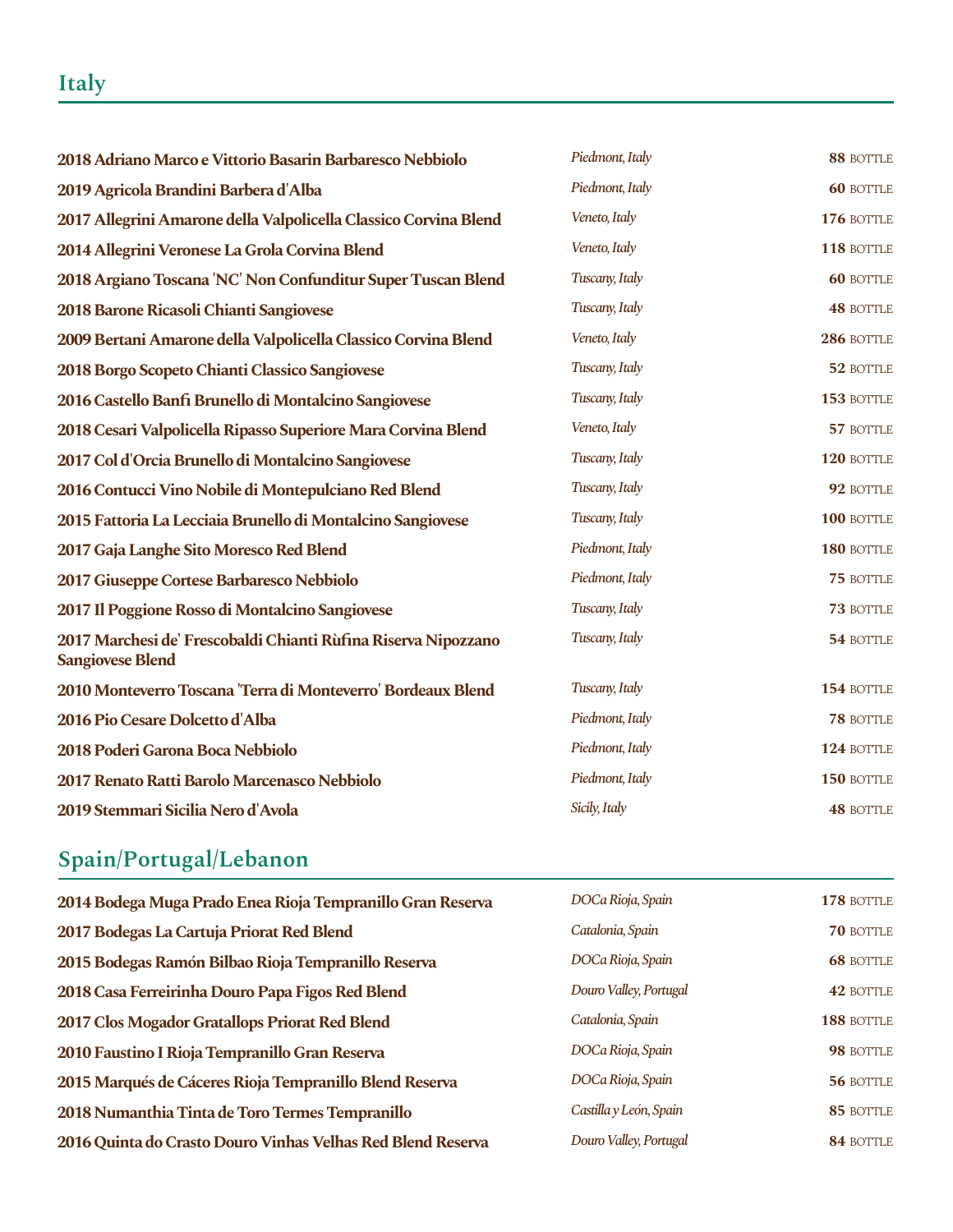## Italy

| Wine | Region | Price |
|---|---|---|
| **2018 Adriano Marco e Vittorio Basarin Barbaresco Nebbiolo** | *Piedmont, Italy* | **88** BOTTLE |
| **2019 Agricola Brandini Barbera d'Alba** | *Piedmont, Italy* | **60** BOTTLE |
| **2017 Allegrini Amarone della Valpolicella Classico Corvina Blend** | *Veneto, Italy* | **176** BOTTLE |
| **2014 Allegrini Veronese La Grola Corvina Blend** | *Veneto, Italy* | **118** BOTTLE |
| **2018 Argiano Toscana 'NC' Non Confunditur Super Tuscan Blend** | *Tuscany, Italy* | **60** BOTTLE |
| **2018 Barone Ricasoli Chianti Sangiovese** | *Tuscany, Italy* | **48** BOTTLE |
| **2009 Bertani Amarone della Valpolicella Classico Corvina Blend** | *Veneto, Italy* | **286** BOTTLE |
| **2018 Borgo Scopeto Chianti Classico Sangiovese** | *Tuscany, Italy* | **52** BOTTLE |
| **2016 Castello Banfi Brunello di Montalcino Sangiovese** | *Tuscany, Italy* | **153** BOTTLE |
| **2018 Cesari Valpolicella Ripasso Superiore Mara Corvina Blend** | *Veneto, Italy* | **57** BOTTLE |
| **2017 Col d'Orcia Brunello di Montalcino Sangiovese** | *Tuscany, Italy* | **120** BOTTLE |
| **2016 Contucci Vino Nobile di Montepulciano Red Blend** | *Tuscany, Italy* | **92** BOTTLE |
| **2015 Fattoria La Lecciaia Brunello di Montalcino Sangiovese** | *Tuscany, Italy* | **100** BOTTLE |
| **2017 Gaja Langhe Sito Moresco Red Blend** | *Piedmont, Italy* | **180** BOTTLE |
| **2017 Giuseppe Cortese Barbaresco Nebbiolo** | *Piedmont, Italy* | **75** BOTTLE |
| **2017 Il Poggione Rosso di Montalcino Sangiovese** | *Tuscany, Italy* | **73** BOTTLE |
| **2017 Marchesi de' Frescobaldi Chianti Rùfina Riserva Nipozzano Sangiovese Blend** | *Tuscany, Italy* | **54** BOTTLE |
| **2010 Monteverro Toscana 'Terra di Monteverro' Bordeaux Blend** | *Tuscany, Italy* | **154** BOTTLE |
| **2016 Pio Cesare Dolcetto d'Alba** | *Piedmont, Italy* | **78** BOTTLE |
| **2018 Poderi Garona Boca Nebbiolo** | *Piedmont, Italy* | **124** BOTTLE |
| **2017 Renato Ratti Barolo Marcenasco Nebbiolo** | *Piedmont, Italy* | **150** BOTTLE |
| **2019 Stemmari Sicilia Nero d'Avola** | *Sicily, Italy* | **48** BOTTLE |

## Spain/Portugal/Lebanon

| Wine | Region | Price |
|---|---|---|
| **2014 Bodega Muga Prado Enea Rioja Tempranillo Gran Reserva** | *DOCa Rioja, Spain* | **178** BOTTLE |
| **2017 Bodegas La Cartuja Priorat Red Blend** | *Catalonia, Spain* | **70** BOTTLE |
| **2015 Bodegas Ramón Bilbao Rioja Tempranillo Reserva** | *DOCa Rioja, Spain* | **68** BOTTLE |
| **2018 Casa Ferreirinha Douro Papa Figos Red Blend** | *Douro Valley, Portugal* | **42** BOTTLE |
| **2017 Clos Mogador Gratallops Priorat Red Blend** | *Catalonia, Spain* | **188** BOTTLE |
| **2010 Faustino I Rioja Tempranillo Gran Reserva** | *DOCa Rioja, Spain* | **98** BOTTLE |
| **2015 Marqués de Cáceres Rioja Tempranillo Blend Reserva** | *DOCa Rioja, Spain* | **56** BOTTLE |
| **2018 Numanthia Tinta de Toro Termes Tempranillo** | *Castilla y León, Spain* | **85** BOTTLE |
| **2016 Quinta do Crasto Douro Vinhas Velhas Red Blend Reserva** | *Douro Valley, Portugal* | **84** BOTTLE |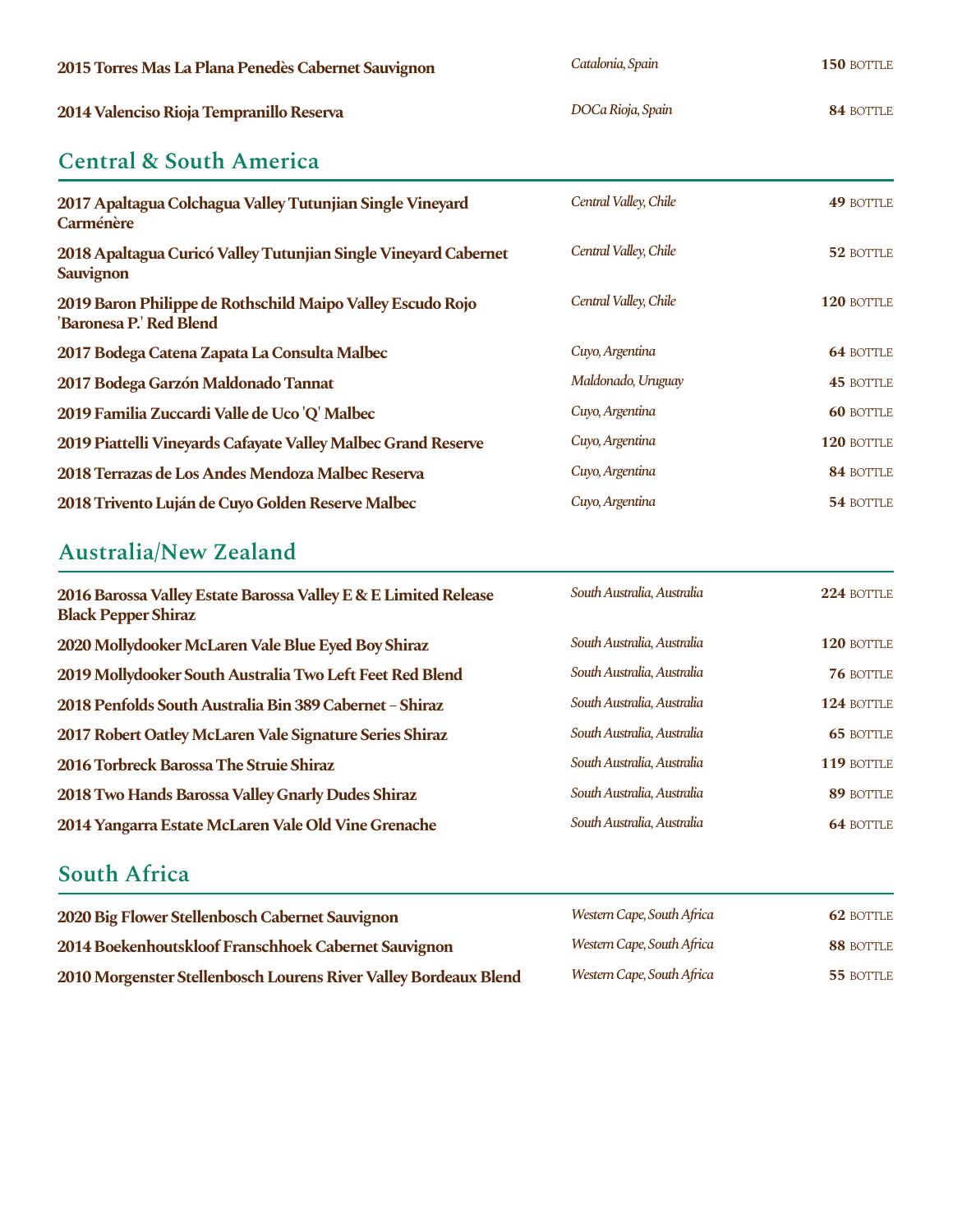| | | |
|---|---|---|
| **2015 Torres Mas La Plana Penedès Cabernet Sauvignon** | *Catalonia, Spain* | **150** BOTTLE |
| **2014 Valenciso Rioja Tempranillo Reserva** | *DOCa Rioja, Spain* | **84** BOTTLE |

## Central & South America

| | | |
|---|---|---|
| **2017 Apaltagua Colchagua Valley Tutunjian Single Vineyard Carménère** | *Central Valley, Chile* | **49** BOTTLE |
| **2018 Apaltagua Curicó Valley Tutunjian Single Vineyard Cabernet Sauvignon** | *Central Valley, Chile* | **52** BOTTLE |
| **2019 Baron Philippe de Rothschild Maipo Valley Escudo Rojo 'Baronesa P.' Red Blend** | *Central Valley, Chile* | **120** BOTTLE |
| **2017 Bodega Catena Zapata La Consulta Malbec** | *Cuyo, Argentina* | **64** BOTTLE |
| **2017 Bodega Garzón Maldonado Tannat** | *Maldonado, Uruguay* | **45** BOTTLE |
| **2019 Familia Zuccardi Valle de Uco 'Q' Malbec** | *Cuyo, Argentina* | **60** BOTTLE |
| **2019 Piattelli Vineyards Cafayate Valley Malbec Grand Reserve** | *Cuyo, Argentina* | **120** BOTTLE |
| **2018 Terrazas de Los Andes Mendoza Malbec Reserva** | *Cuyo, Argentina* | **84** BOTTLE |
| **2018 Trivento Luján de Cuyo Golden Reserve Malbec** | *Cuyo, Argentina* | **54** BOTTLE |

## Australia/New Zealand

| | | |
|---|---|---|
| **2016 Barossa Valley Estate Barossa Valley E & E Limited Release Black Pepper Shiraz** | *South Australia, Australia* | **224** BOTTLE |
| **2020 Mollydooker McLaren Vale Blue Eyed Boy Shiraz** | *South Australia, Australia* | **120** BOTTLE |
| **2019 Mollydooker South Australia Two Left Feet Red Blend** | *South Australia, Australia* | **76** BOTTLE |
| **2018 Penfolds South Australia Bin 389 Cabernet – Shiraz** | *South Australia, Australia* | **124** BOTTLE |
| **2017 Robert Oatley McLaren Vale Signature Series Shiraz** | *South Australia, Australia* | **65** BOTTLE |
| **2016 Torbreck Barossa The Struie Shiraz** | *South Australia, Australia* | **119** BOTTLE |
| **2018 Two Hands Barossa Valley Gnarly Dudes Shiraz** | *South Australia, Australia* | **89** BOTTLE |
| **2014 Yangarra Estate McLaren Vale Old Vine Grenache** | *South Australia, Australia* | **64** BOTTLE |

## South Africa

| | | |
|---|---|---|
| **2020 Big Flower Stellenbosch Cabernet Sauvignon** | *Western Cape, South Africa* | **62** BOTTLE |
| **2014 Boekenhoutskloof Franschhoek Cabernet Sauvignon** | *Western Cape, South Africa* | **88** BOTTLE |
| **2010 Morgenster Stellenbosch Lourens River Valley Bordeaux Blend** | *Western Cape, South Africa* | **55** BOTTLE |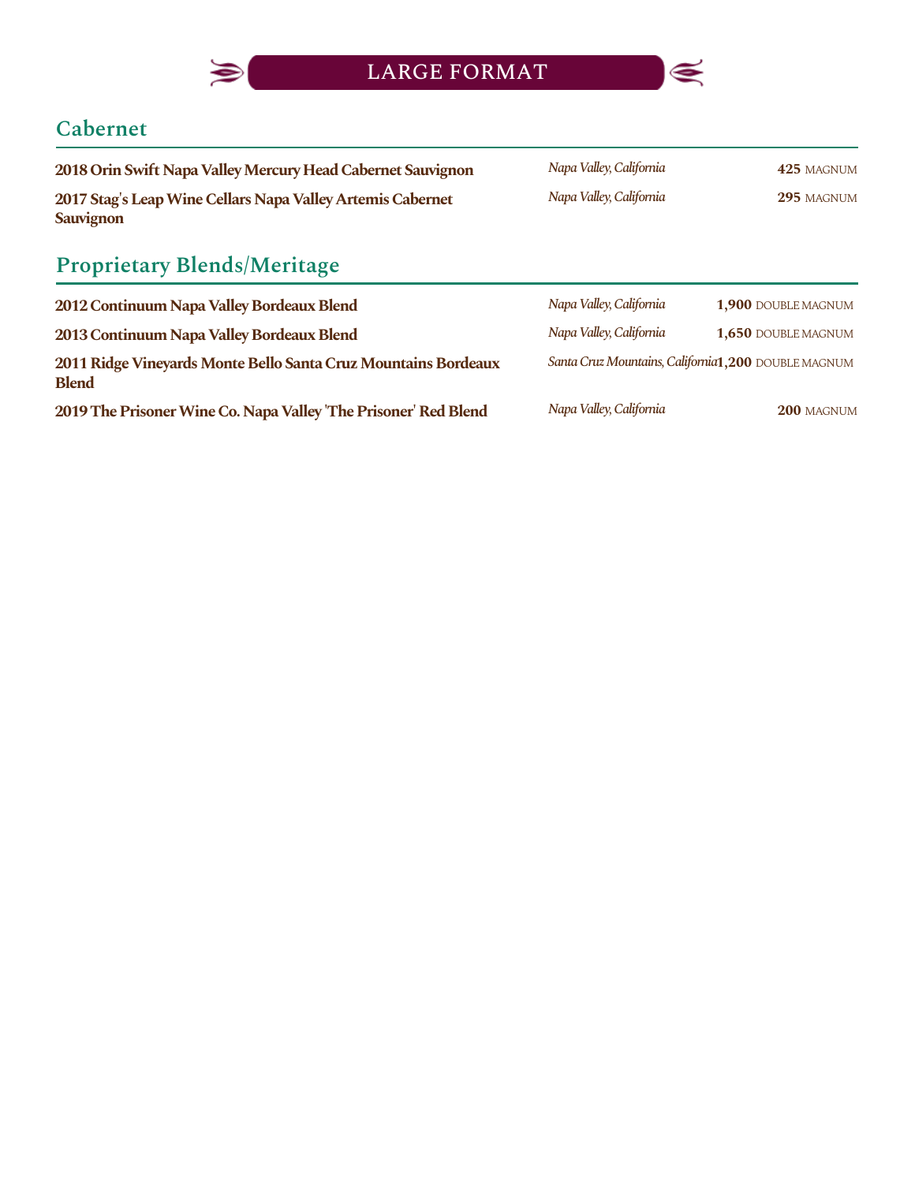# LARGE FORMAT

## Cabernet

| Wine | Region | Price |
|---|---|---|
| **2018 Orin Swift Napa Valley Mercury Head Cabernet Sauvignon** | *Napa Valley, California* | **425** MAGNUM |
| **2017 Stag's Leap Wine Cellars Napa Valley Artemis Cabernet Sauvignon** | *Napa Valley, California* | **295** MAGNUM |

## Proprietary Blends/Meritage

| Wine | Region | Price |
|---|---|---|
| **2012 Continuum Napa Valley Bordeaux Blend** | *Napa Valley, California* | **1,900** DOUBLE MAGNUM |
| **2013 Continuum Napa Valley Bordeaux Blend** | *Napa Valley, California* | **1,650** DOUBLE MAGNUM |
| **2011 Ridge Vineyards Monte Bello Santa Cruz Mountains Bordeaux Blend** | *Santa Cruz Mountains, California* | **1,200** DOUBLE MAGNUM |
| **2019 The Prisoner Wine Co. Napa Valley 'The Prisoner' Red Blend** | *Napa Valley, California* | **200** MAGNUM |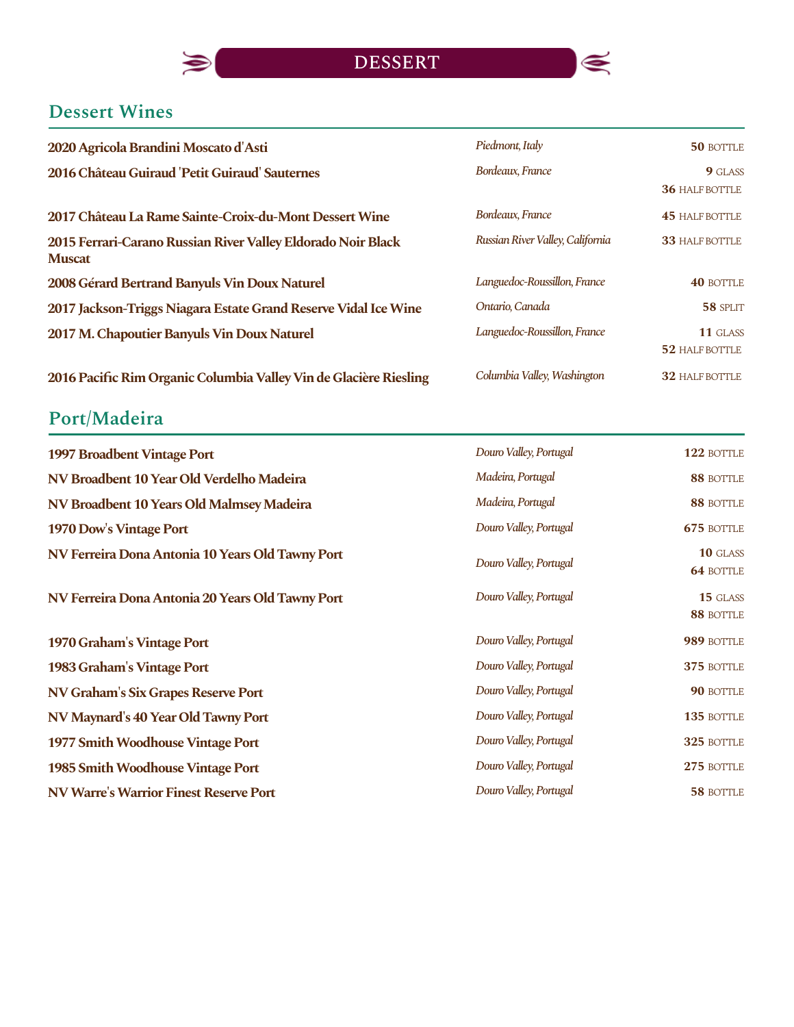# DESSERT

## Dessert Wines

| | | |
|---|---|---|
| **2020 Agricola Brandini Moscato d'Asti** | *Piedmont, Italy* | **50** BOTTLE |
| **2016 Château Guiraud 'Petit Guiraud' Sauternes** | *Bordeaux, France* | **9** GLASS<br>**36** HALF BOTTLE |
| **2017 Château La Rame Sainte-Croix-du-Mont Dessert Wine** | *Bordeaux, France* | **45** HALF BOTTLE |
| **2015 Ferrari-Carano Russian River Valley Eldorado Noir Black Muscat** | *Russian River Valley, California* | **33** HALF BOTTLE |
| **2008 Gérard Bertrand Banyuls Vin Doux Naturel** | *Languedoc-Roussillon, France* | **40** BOTTLE |
| **2017 Jackson-Triggs Niagara Estate Grand Reserve Vidal Ice Wine** | *Ontario, Canada* | **58** SPLIT |
| **2017 M. Chapoutier Banyuls Vin Doux Naturel** | *Languedoc-Roussillon, France* | **11** GLASS<br>**52** HALF BOTTLE |
| **2016 Pacific Rim Organic Columbia Valley Vin de Glacière Riesling** | *Columbia Valley, Washington* | **32** HALF BOTTLE |

## Port/Madeira

| | | |
|---|---|---|
| **1997 Broadbent Vintage Port** | *Douro Valley, Portugal* | **122** BOTTLE |
| **NV Broadbent 10 Year Old Verdelho Madeira** | *Madeira, Portugal* | **88** BOTTLE |
| **NV Broadbent 10 Years Old Malmsey Madeira** | *Madeira, Portugal* | **88** BOTTLE |
| **1970 Dow's Vintage Port** | *Douro Valley, Portugal* | **675** BOTTLE |
| **NV Ferreira Dona Antonia 10 Years Old Tawny Port** | *Douro Valley, Portugal* | **10** GLASS<br>**64** BOTTLE |
| **NV Ferreira Dona Antonia 20 Years Old Tawny Port** | *Douro Valley, Portugal* | **15** GLASS<br>**88** BOTTLE |
| **1970 Graham's Vintage Port** | *Douro Valley, Portugal* | **989** BOTTLE |
| **1983 Graham's Vintage Port** | *Douro Valley, Portugal* | **375** BOTTLE |
| **NV Graham's Six Grapes Reserve Port** | *Douro Valley, Portugal* | **90** BOTTLE |
| **NV Maynard's 40 Year Old Tawny Port** | *Douro Valley, Portugal* | **135** BOTTLE |
| **1977 Smith Woodhouse Vintage Port** | *Douro Valley, Portugal* | **325** BOTTLE |
| **1985 Smith Woodhouse Vintage Port** | *Douro Valley, Portugal* | **275** BOTTLE |
| **NV Warre's Warrior Finest Reserve Port** | *Douro Valley, Portugal* | **58** BOTTLE |